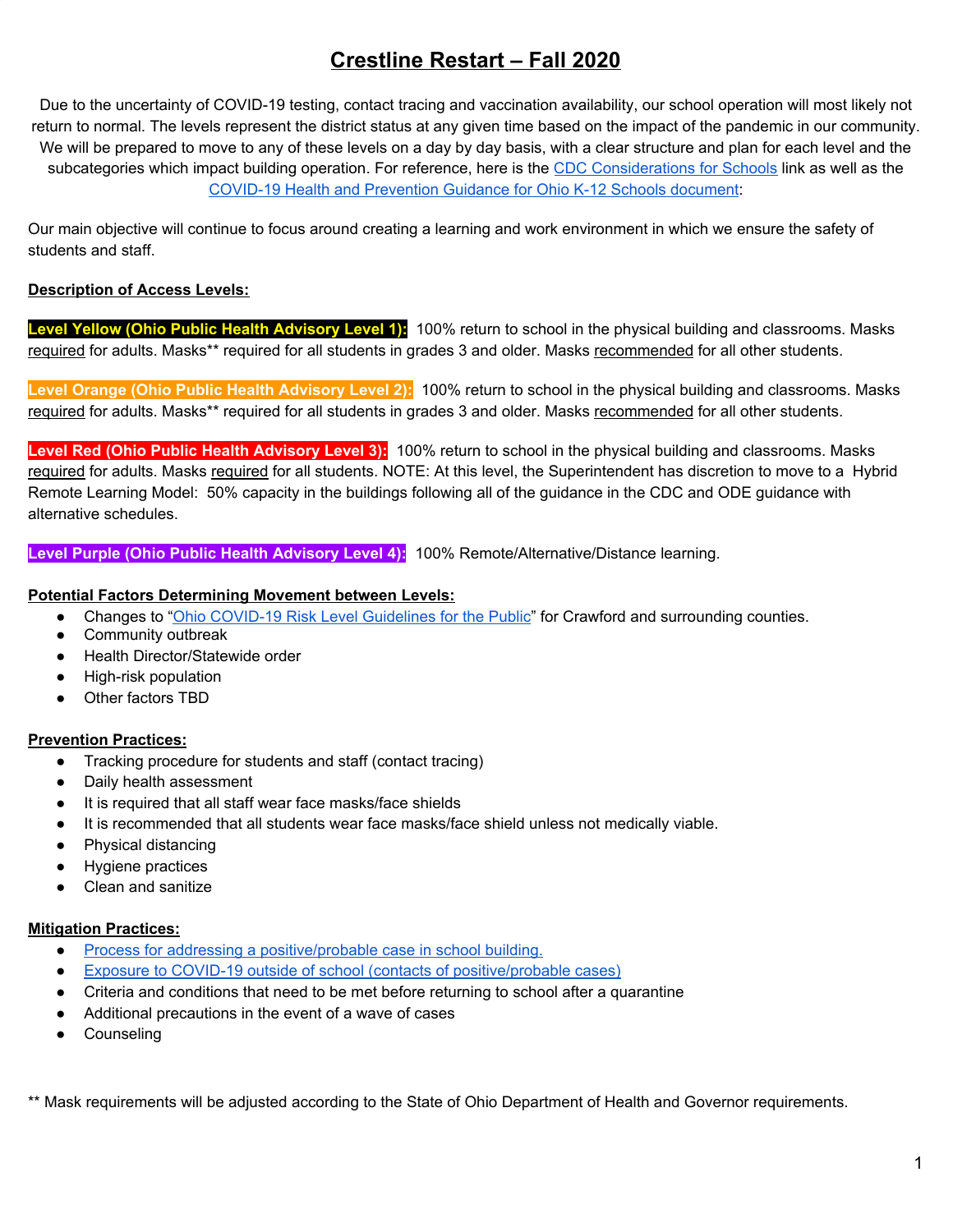# Crestline Restart – Fall 2020

Due to the uncertainty of COVID-19 testing, contact tracing and vaccination availability, our school operation will most likely not return to normal. The levels represent the district status at any given time based on the impact of the pandemic in our community. We will be prepared to move to any of these levels on a day by day basis, with a clear structure and plan for each level and the subcategories which impact building operation. For reference, here is the CDC Considerations for Schools link as well as the COVID-19 Health and Prevention Guidance for Ohio K-12 Schools document:

Our main objective will continue to focus around creating a learning and work environment in which we ensure the safety of students and staff.

**Description of Access Levels:**

**Level Yellow (Ohio Public Health Advisory Level 1):** 100% return to school in the physical building and classrooms. Masks required for adults. Masks** required for all students in grades 3 and older. Masks recommended for all other students.

**Level Orange (Ohio Public Health Advisory Level 2):** 100% return to school in the physical building and classrooms. Masks required for adults. Masks** required for all students in grades 3 and older. Masks recommended for all other students.

**Level Red (Ohio Public Health Advisory Level 3):** 100% return to school in the physical building and classrooms. Masks required for adults. Masks required for all students. NOTE: At this level, the Superintendent has discretion to move to a Hybrid Remote Learning Model: 50% capacity in the buildings following all of the guidance in the CDC and ODE guidance with alternative schedules.

**Level Purple (Ohio Public Health Advisory Level 4):** 100% Remote/Alternative/Distance learning.

**Potential Factors Determining Movement between Levels:**

- Changes to "Ohio COVID-19 Risk Level Guidelines for the Public" for Crawford and surrounding counties.
- Community outbreak
- Health Director/Statewide order
- High-risk population
- Other factors TBD

**Prevention Practices:**

- Tracking procedure for students and staff (contact tracing)
- Daily health assessment
- It is required that all staff wear face masks/face shields
- It is recommended that all students wear face masks/face shield unless not medically viable.
- Physical distancing
- Hygiene practices
- Clean and sanitize

**Mitigation Practices:**

- Process for addressing a positive/probable case in school building.
- Exposure to COVID-19 outside of school (contacts of positive/probable cases)
- Criteria and conditions that need to be met before returning to school after a quarantine
- Additional precautions in the event of a wave of cases
- Counseling

** Mask requirements will be adjusted according to the State of Ohio Department of Health and Governor requirements.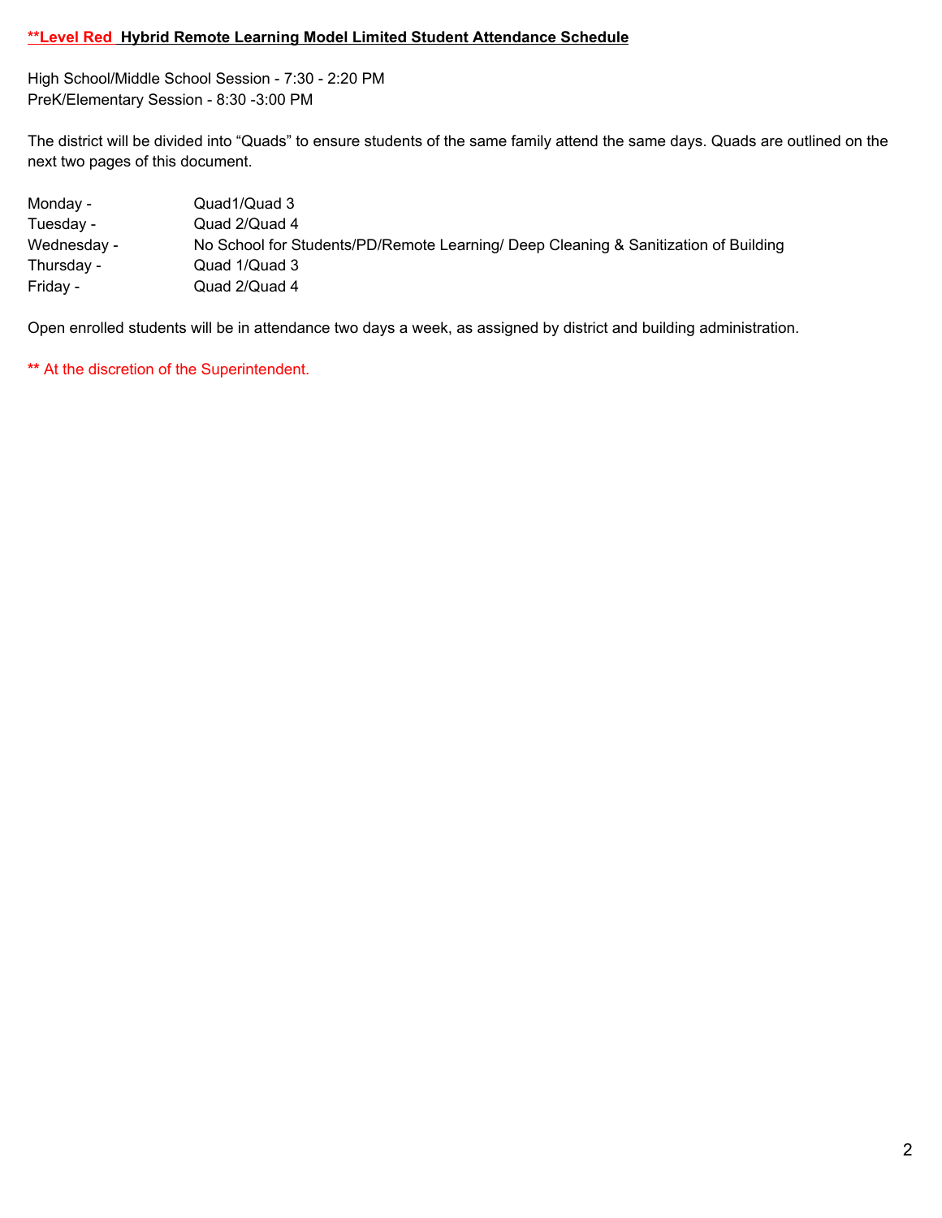**\*\*Level Red Hybrid Remote Learning Model Limited Student Attendance Schedule**

High School/Middle School Session - 7:30 - 2:20 PM
PreK/Elementary Session - 8:30 -3:00 PM

The district will be divided into "Quads" to ensure students of the same family attend the same days. Quads are outlined on the next two pages of this document.

| | |
|---|---|
| Monday - | Quad1/Quad 3 |
| Tuesday - | Quad 2/Quad 4 |
| Wednesday - | No School for Students/PD/Remote Learning/ Deep Cleaning & Sanitization of Building |
| Thursday - | Quad 1/Quad 3 |
| Friday - | Quad 2/Quad 4 |

Open enrolled students will be in attendance two days a week, as assigned by district and building administration.

\*\* At the discretion of the Superintendent.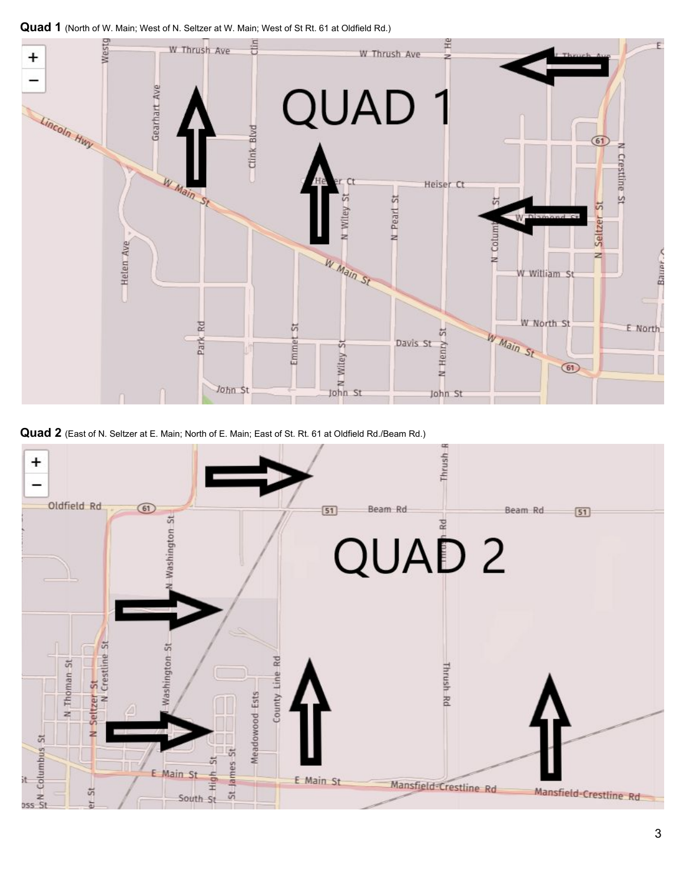**Quad 1** (North of W. Main; West of N. Seltzer at W. Main; West of St Rt. 61 at Oldfield Rd.)

**Quad 2** (East of N. Seltzer at E. Main; North of E. Main; East of St. Rt. 61 at Oldfield Rd./Beam Rd.)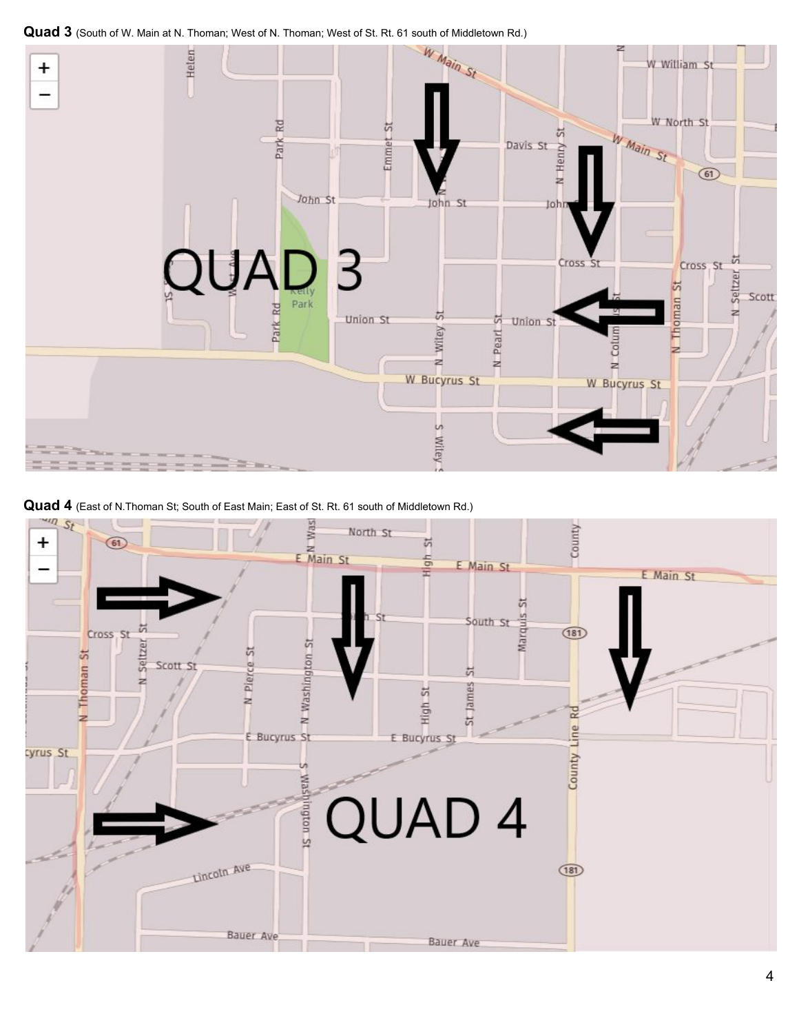**Quad 3** (South of W. Main at N. Thoman; West of N. Thoman; West of St. Rt. 61 south of Middletown Rd.)

**Quad 4** (East of N.Thoman St; South of East Main; East of St. Rt. 61 south of Middletown Rd.)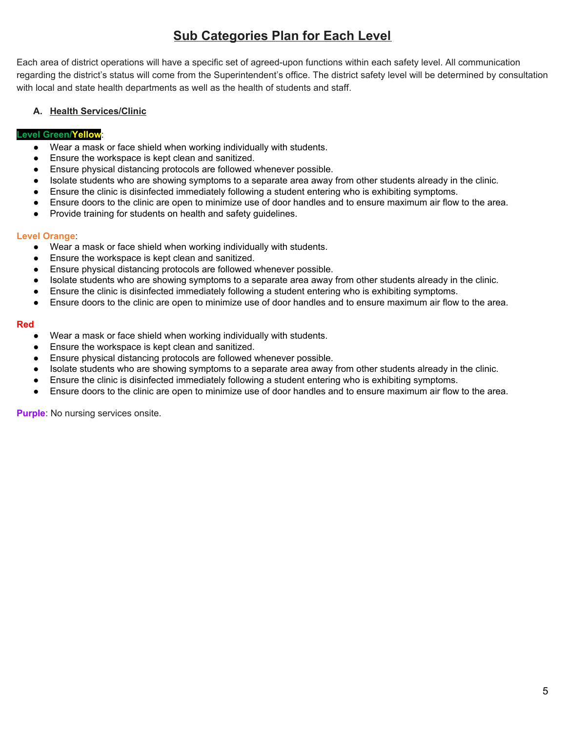# Sub Categories Plan for Each Level

Each area of district operations will have a specific set of agreed-upon functions within each safety level. All communication regarding the district's status will come from the Superintendent's office. The district safety level will be determined by consultation with local and state health departments as well as the health of students and staff.

## A. Health Services/Clinic

**Level Green/Yellow**:

- Wear a mask or face shield when working individually with students.
- Ensure the workspace is kept clean and sanitized.
- Ensure physical distancing protocols are followed whenever possible.
- Isolate students who are showing symptoms to a separate area away from other students already in the clinic.
- Ensure the clinic is disinfected immediately following a student entering who is exhibiting symptoms.
- Ensure doors to the clinic are open to minimize use of door handles and to ensure maximum air flow to the area.
- Provide training for students on health and safety guidelines.

**Level Orange**:

- Wear a mask or face shield when working individually with students.
- Ensure the workspace is kept clean and sanitized.
- Ensure physical distancing protocols are followed whenever possible.
- Isolate students who are showing symptoms to a separate area away from other students already in the clinic.
- Ensure the clinic is disinfected immediately following a student entering who is exhibiting symptoms.
- Ensure doors to the clinic are open to minimize use of door handles and to ensure maximum air flow to the area.

**Red**

- Wear a mask or face shield when working individually with students.
- Ensure the workspace is kept clean and sanitized.
- Ensure physical distancing protocols are followed whenever possible.
- Isolate students who are showing symptoms to a separate area away from other students already in the clinic.
- Ensure the clinic is disinfected immediately following a student entering who is exhibiting symptoms.
- Ensure doors to the clinic are open to minimize use of door handles and to ensure maximum air flow to the area.

**Purple**: No nursing services onsite.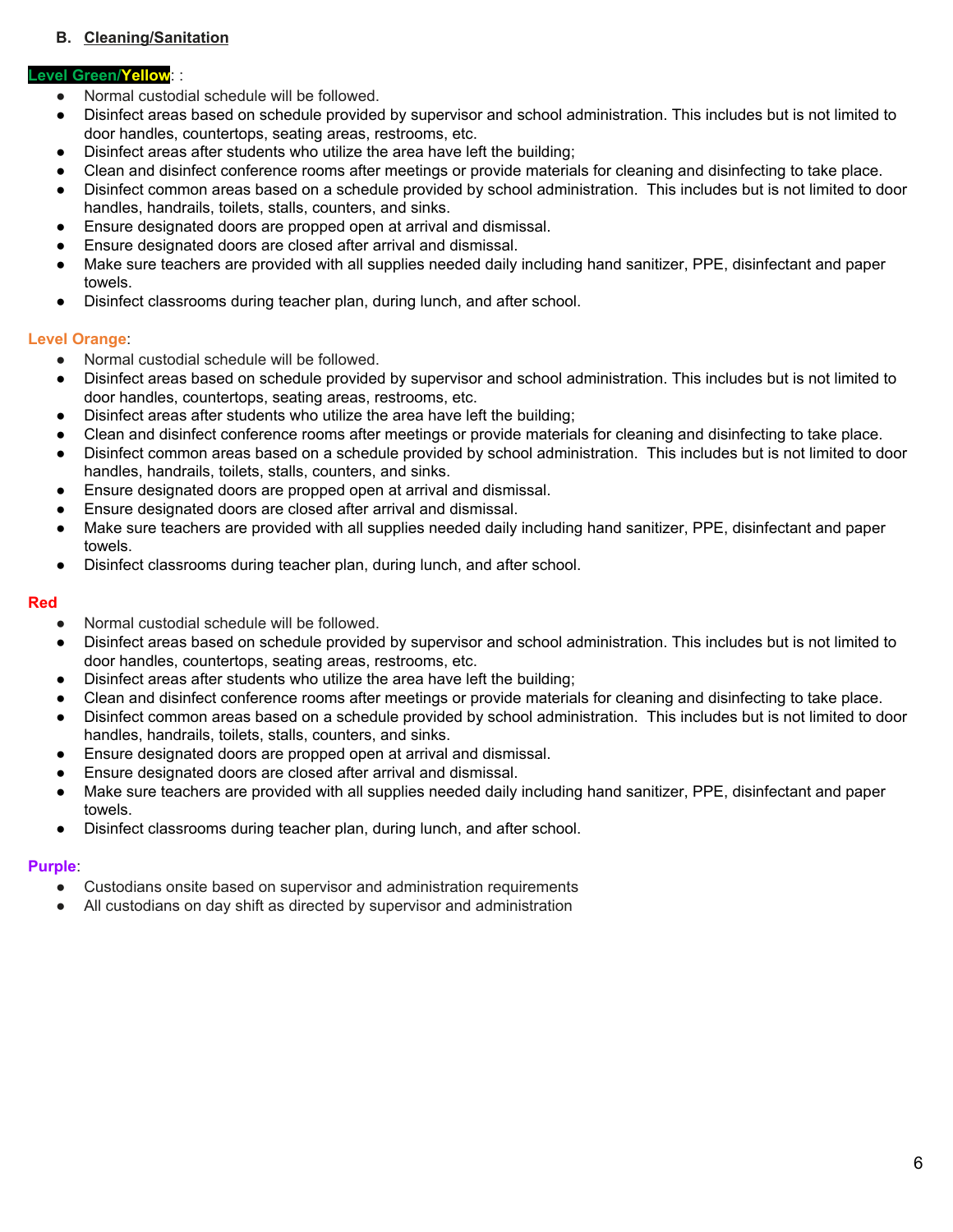### B. Cleaning/Sanitation

**Level Green/Yellow**: :

- Normal custodial schedule will be followed.
- Disinfect areas based on schedule provided by supervisor and school administration. This includes but is not limited to door handles, countertops, seating areas, restrooms, etc.
- Disinfect areas after students who utilize the area have left the building;
- Clean and disinfect conference rooms after meetings or provide materials for cleaning and disinfecting to take place.
- Disinfect common areas based on a schedule provided by school administration. This includes but is not limited to door handles, handrails, toilets, stalls, counters, and sinks.
- Ensure designated doors are propped open at arrival and dismissal.
- Ensure designated doors are closed after arrival and dismissal.
- Make sure teachers are provided with all supplies needed daily including hand sanitizer, PPE, disinfectant and paper towels.
- Disinfect classrooms during teacher plan, during lunch, and after school.

**Level Orange**:

- Normal custodial schedule will be followed.
- Disinfect areas based on schedule provided by supervisor and school administration. This includes but is not limited to door handles, countertops, seating areas, restrooms, etc.
- Disinfect areas after students who utilize the area have left the building;
- Clean and disinfect conference rooms after meetings or provide materials for cleaning and disinfecting to take place.
- Disinfect common areas based on a schedule provided by school administration. This includes but is not limited to door handles, handrails, toilets, stalls, counters, and sinks.
- Ensure designated doors are propped open at arrival and dismissal.
- Ensure designated doors are closed after arrival and dismissal.
- Make sure teachers are provided with all supplies needed daily including hand sanitizer, PPE, disinfectant and paper towels.
- Disinfect classrooms during teacher plan, during lunch, and after school.

**Red**

- Normal custodial schedule will be followed.
- Disinfect areas based on schedule provided by supervisor and school administration. This includes but is not limited to door handles, countertops, seating areas, restrooms, etc.
- Disinfect areas after students who utilize the area have left the building;
- Clean and disinfect conference rooms after meetings or provide materials for cleaning and disinfecting to take place.
- Disinfect common areas based on a schedule provided by school administration. This includes but is not limited to door handles, handrails, toilets, stalls, counters, and sinks.
- Ensure designated doors are propped open at arrival and dismissal.
- Ensure designated doors are closed after arrival and dismissal.
- Make sure teachers are provided with all supplies needed daily including hand sanitizer, PPE, disinfectant and paper towels.
- Disinfect classrooms during teacher plan, during lunch, and after school.

**Purple**:

- Custodians onsite based on supervisor and administration requirements
- All custodians on day shift as directed by supervisor and administration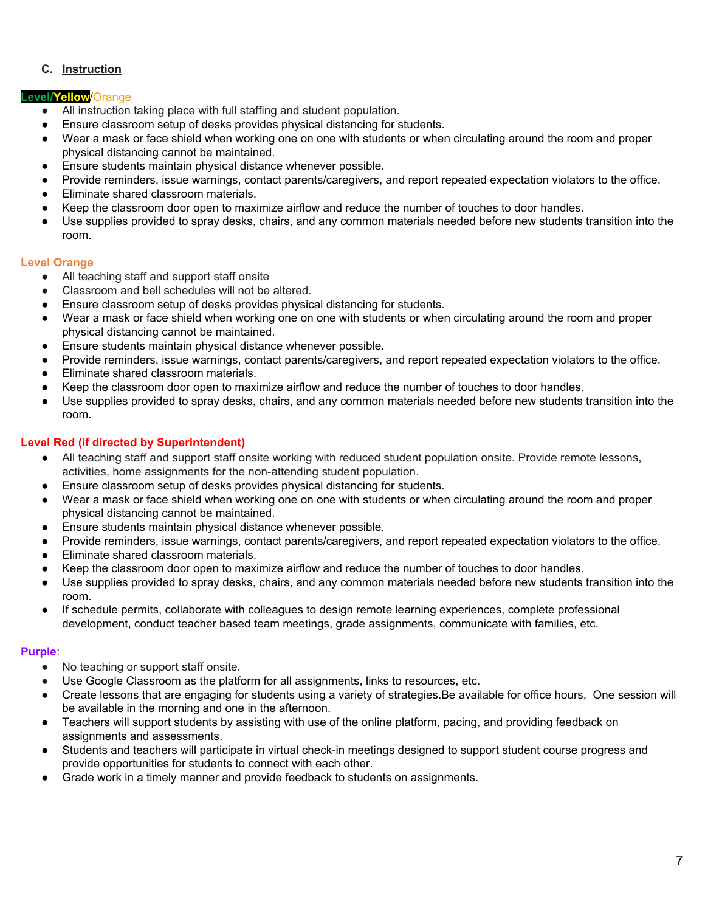### C. Instruction

**Level/Yellow/Orange**

- All instruction taking place with full staffing and student population.
- Ensure classroom setup of desks provides physical distancing for students.
- Wear a mask or face shield when working one on one with students or when circulating around the room and proper physical distancing cannot be maintained.
- Ensure students maintain physical distance whenever possible.
- Provide reminders, issue warnings, contact parents/caregivers, and report repeated expectation violators to the office.
- Eliminate shared classroom materials.
- Keep the classroom door open to maximize airflow and reduce the number of touches to door handles.
- Use supplies provided to spray desks, chairs, and any common materials needed before new students transition into the room.

**Level Orange**

- All teaching staff and support staff onsite
- Classroom and bell schedules will not be altered.
- Ensure classroom setup of desks provides physical distancing for students.
- Wear a mask or face shield when working one on one with students or when circulating around the room and proper physical distancing cannot be maintained.
- Ensure students maintain physical distance whenever possible.
- Provide reminders, issue warnings, contact parents/caregivers, and report repeated expectation violators to the office.
- Eliminate shared classroom materials.
- Keep the classroom door open to maximize airflow and reduce the number of touches to door handles.
- Use supplies provided to spray desks, chairs, and any common materials needed before new students transition into the room.

**Level Red (if directed by Superintendent)**

- All teaching staff and support staff onsite working with reduced student population onsite. Provide remote lessons, activities, home assignments for the non-attending student population.
- Ensure classroom setup of desks provides physical distancing for students.
- Wear a mask or face shield when working one on one with students or when circulating around the room and proper physical distancing cannot be maintained.
- Ensure students maintain physical distance whenever possible.
- Provide reminders, issue warnings, contact parents/caregivers, and report repeated expectation violators to the office.
- Eliminate shared classroom materials.
- Keep the classroom door open to maximize airflow and reduce the number of touches to door handles.
- Use supplies provided to spray desks, chairs, and any common materials needed before new students transition into the room.
- If schedule permits, collaborate with colleagues to design remote learning experiences, complete professional development, conduct teacher based team meetings, grade assignments, communicate with families, etc.

**Purple**:

- No teaching or support staff onsite.
- Use Google Classroom as the platform for all assignments, links to resources, etc.
- Create lessons that are engaging for students using a variety of strategies.Be available for office hours,  One session will be available in the morning and one in the afternoon.
- Teachers will support students by assisting with use of the online platform, pacing, and providing feedback on assignments and assessments.
- Students and teachers will participate in virtual check-in meetings designed to support student course progress and provide opportunities for students to connect with each other.
- Grade work in a timely manner and provide feedback to students on assignments.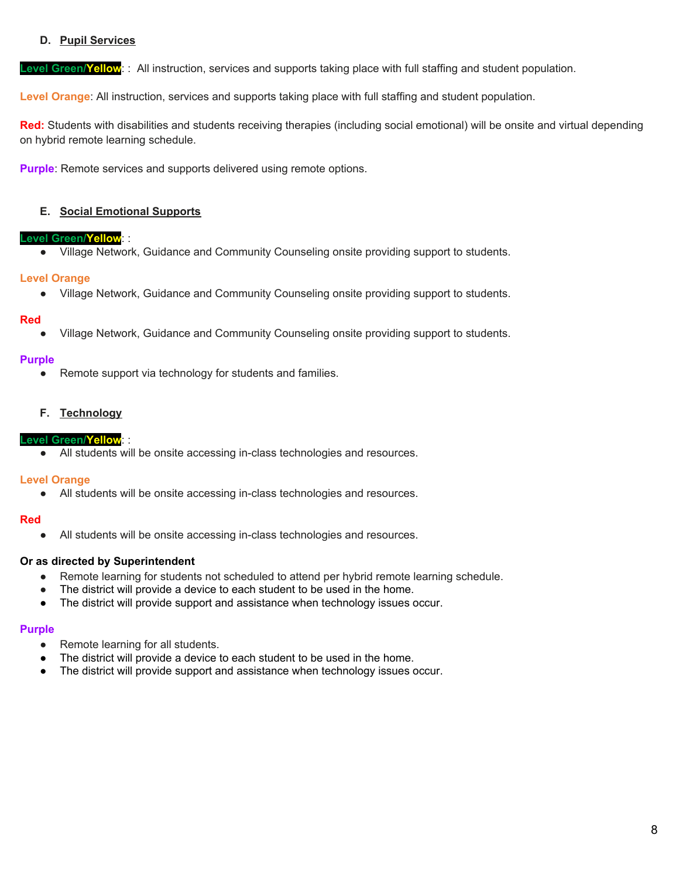### D. Pupil Services

**Level Green/Yellow**: : All instruction, services and supports taking place with full staffing and student population.

**Level Orange**: All instruction, services and supports taking place with full staffing and student population.

**Red:** Students with disabilities and students receiving therapies (including social emotional) will be onsite and virtual depending on hybrid remote learning schedule.

**Purple**: Remote services and supports delivered using remote options.

### E. Social Emotional Supports

**Level Green/Yellow**: :

- Village Network, Guidance and Community Counseling onsite providing support to students.

**Level Orange**

- Village Network, Guidance and Community Counseling onsite providing support to students.

**Red**

- Village Network, Guidance and Community Counseling onsite providing support to students.

**Purple**

- Remote support via technology for students and families.

### F. Technology

**Level Green/Yellow**: :

- All students will be onsite accessing in-class technologies and resources.

**Level Orange**

- All students will be onsite accessing in-class technologies and resources.

**Red**

- All students will be onsite accessing in-class technologies and resources.

**Or as directed by Superintendent**

- Remote learning for students not scheduled to attend per hybrid remote learning schedule.
- The district will provide a device to each student to be used in the home.
- The district will provide support and assistance when technology issues occur.

**Purple**

- Remote learning for all students.
- The district will provide a device to each student to be used in the home.
- The district will provide support and assistance when technology issues occur.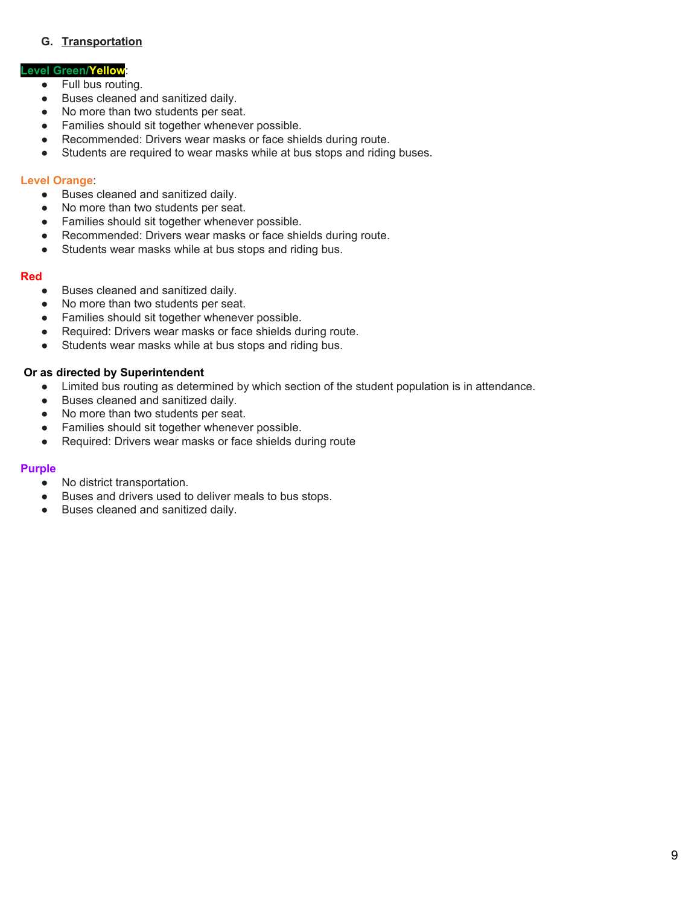### G. Transportation

**Level Green/Yellow**:

- Full bus routing.
- Buses cleaned and sanitized daily.
- No more than two students per seat.
- Families should sit together whenever possible.
- Recommended: Drivers wear masks or face shields during route.
- Students are required to wear masks while at bus stops and riding buses.

**Level Orange**:

- Buses cleaned and sanitized daily.
- No more than two students per seat.
- Families should sit together whenever possible.
- Recommended: Drivers wear masks or face shields during route.
- Students wear masks while at bus stops and riding bus.

**Red**

- Buses cleaned and sanitized daily.
- No more than two students per seat.
- Families should sit together whenever possible.
- Required: Drivers wear masks or face shields during route.
- Students wear masks while at bus stops and riding bus.

**Or as directed by Superintendent**

- Limited bus routing as determined by which section of the student population is in attendance.
- Buses cleaned and sanitized daily.
- No more than two students per seat.
- Families should sit together whenever possible.
- Required: Drivers wear masks or face shields during route

**Purple**

- No district transportation.
- Buses and drivers used to deliver meals to bus stops.
- Buses cleaned and sanitized daily.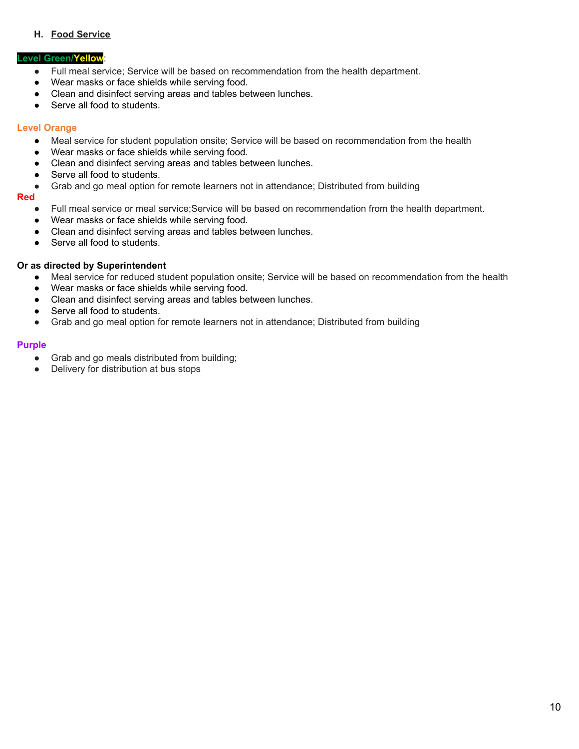### H. Food Service

**Level Green/Yellow**:

- Full meal service; Service will be based on recommendation from the health department.
- Wear masks or face shields while serving food.
- Clean and disinfect serving areas and tables between lunches.
- Serve all food to students.

**Level Orange**

- Meal service for student population onsite; Service will be based on recommendation from the health
- Wear masks or face shields while serving food.
- Clean and disinfect serving areas and tables between lunches.
- Serve all food to students.
- Grab and go meal option for remote learners not in attendance; Distributed from building

**Red**

- Full meal service or meal service;Service will be based on recommendation from the health department.
- Wear masks or face shields while serving food.
- Clean and disinfect serving areas and tables between lunches.
- Serve all food to students.

**Or as directed by Superintendent**

- Meal service for reduced student population onsite; Service will be based on recommendation from the health
- Wear masks or face shields while serving food.
- Clean and disinfect serving areas and tables between lunches.
- Serve all food to students.
- Grab and go meal option for remote learners not in attendance; Distributed from building

**Purple**

- Grab and go meals distributed from building;
- Delivery for distribution at bus stops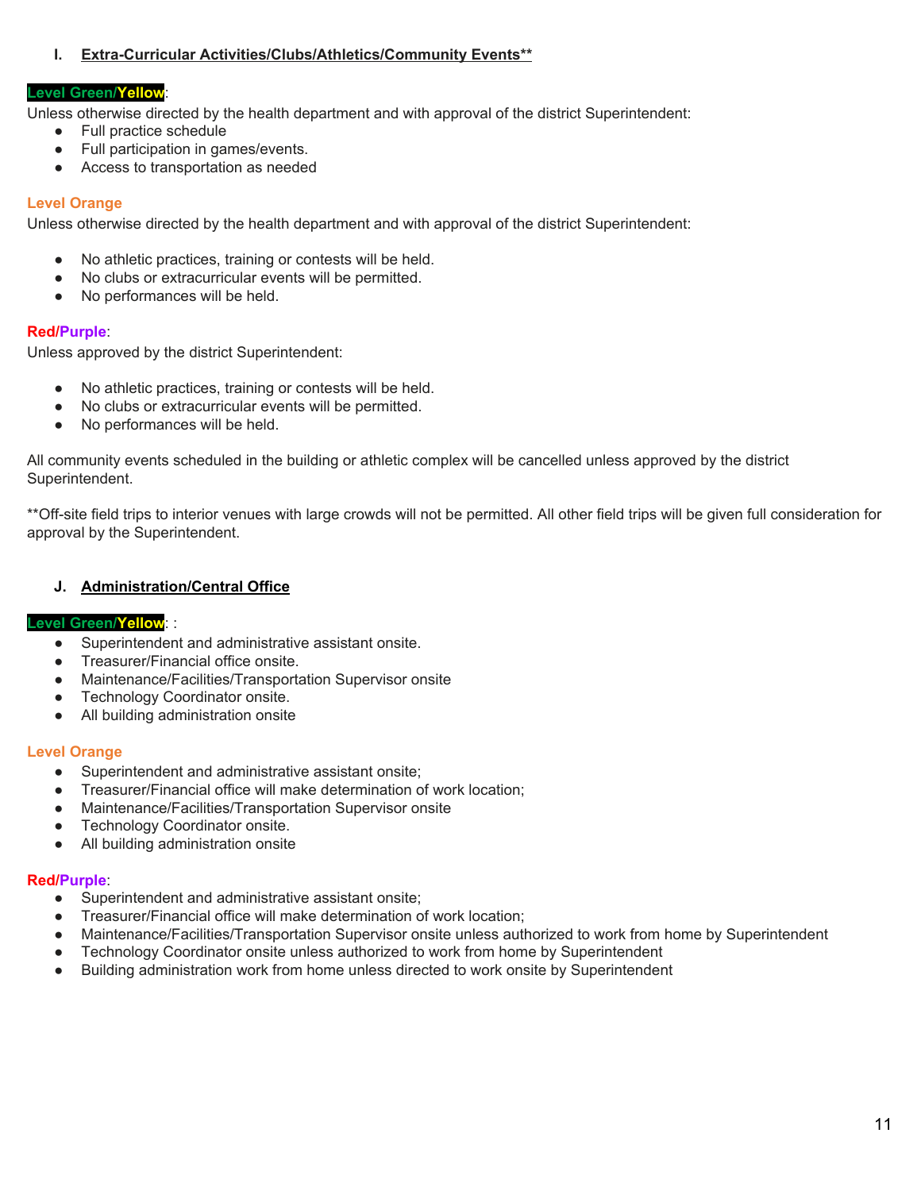### I. Extra-Curricular Activities/Clubs/Athletics/Community Events**

**Level Green/Yellow**:

Unless otherwise directed by the health department and with approval of the district Superintendent:

- Full practice schedule
- Full participation in games/events.
- Access to transportation as needed

**Level Orange**

Unless otherwise directed by the health department and with approval of the district Superintendent:

- No athletic practices, training or contests will be held.
- No clubs or extracurricular events will be permitted.
- No performances will be held.

**Red/Purple**:

Unless approved by the district Superintendent:

- No athletic practices, training or contests will be held.
- No clubs or extracurricular events will be permitted.
- No performances will be held.

All community events scheduled in the building or athletic complex will be cancelled unless approved by the district Superintendent.

**Off-site field trips to interior venues with large crowds will not be permitted. All other field trips will be given full consideration for approval by the Superintendent.

### J. Administration/Central Office

**Level Green/Yellow**: :

- Superintendent and administrative assistant onsite.
- Treasurer/Financial office onsite.
- Maintenance/Facilities/Transportation Supervisor onsite
- Technology Coordinator onsite.
- All building administration onsite

**Level Orange**

- Superintendent and administrative assistant onsite;
- Treasurer/Financial office will make determination of work location;
- Maintenance/Facilities/Transportation Supervisor onsite
- Technology Coordinator onsite.
- All building administration onsite

**Red/Purple**:

- Superintendent and administrative assistant onsite;
- Treasurer/Financial office will make determination of work location;
- Maintenance/Facilities/Transportation Supervisor onsite unless authorized to work from home by Superintendent
- Technology Coordinator onsite unless authorized to work from home by Superintendent
- Building administration work from home unless directed to work onsite by Superintendent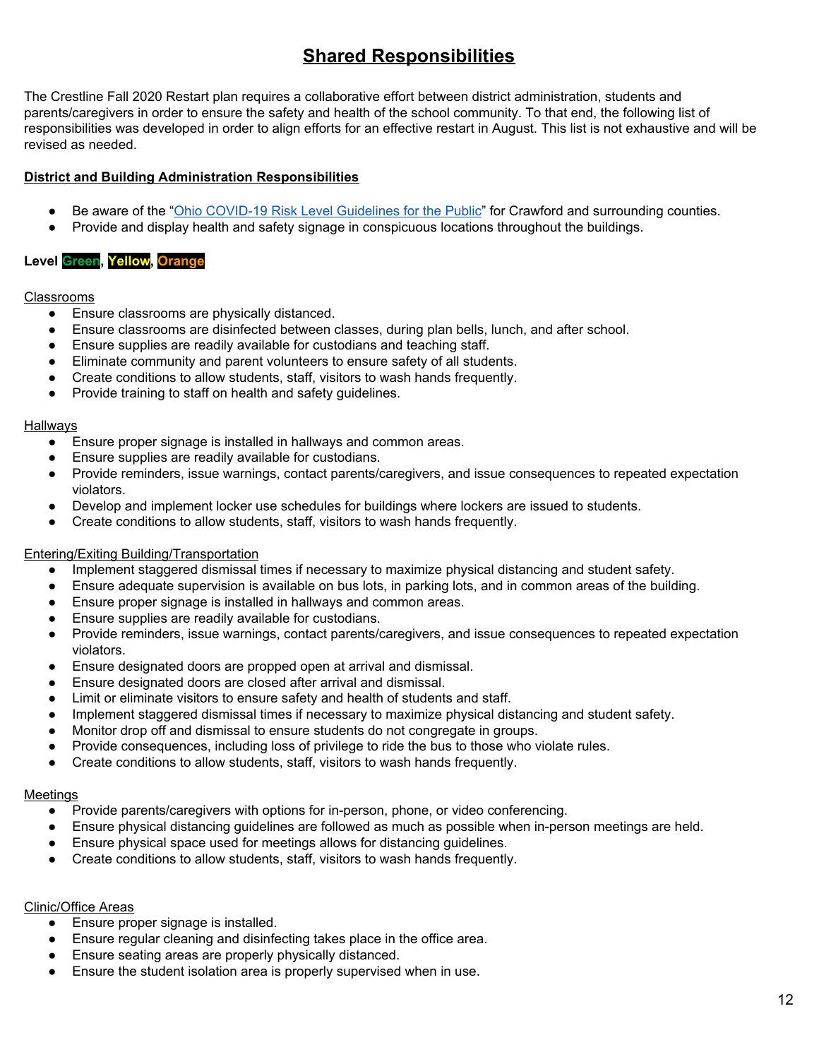# **Shared Responsibilities**

The Crestline Fall 2020 Restart plan requires a collaborative effort between district administration, students and parents/caregivers in order to ensure the safety and health of the school community. To that end, the following list of responsibilities was developed in order to align efforts for an effective restart in August. This list is not exhaustive and will be revised as needed.

**District and Building Administration Responsibilities**

- Be aware of the "Ohio COVID-19 Risk Level Guidelines for the Public" for Crawford and surrounding counties.
- Provide and display health and safety signage in conspicuous locations throughout the buildings.

**Level Green, Yellow, Orange**

Classrooms
- Ensure classrooms are physically distanced.
- Ensure classrooms are disinfected between classes, during plan bells, lunch, and after school.
- Ensure supplies are readily available for custodians and teaching staff.
- Eliminate community and parent volunteers to ensure safety of all students.
- Create conditions to allow students, staff, visitors to wash hands frequently.
- Provide training to staff on health and safety guidelines.

Hallways
- Ensure proper signage is installed in hallways and common areas.
- Ensure supplies are readily available for custodians.
- Provide reminders, issue warnings, contact parents/caregivers, and issue consequences to repeated expectation violators.
- Develop and implement locker use schedules for buildings where lockers are issued to students.
- Create conditions to allow students, staff, visitors to wash hands frequently.

Entering/Exiting Building/Transportation
- Implement staggered dismissal times if necessary to maximize physical distancing and student safety.
- Ensure adequate supervision is available on bus lots, in parking lots, and in common areas of the building.
- Ensure proper signage is installed in hallways and common areas.
- Ensure supplies are readily available for custodians.
- Provide reminders, issue warnings, contact parents/caregivers, and issue consequences to repeated expectation violators.
- Ensure designated doors are propped open at arrival and dismissal.
- Ensure designated doors are closed after arrival and dismissal.
- Limit or eliminate visitors to ensure safety and health of students and staff.
- Implement staggered dismissal times if necessary to maximize physical distancing and student safety.
- Monitor drop off and dismissal to ensure students do not congregate in groups.
- Provide consequences, including loss of privilege to ride the bus to those who violate rules.
- Create conditions to allow students, staff, visitors to wash hands frequently.

Meetings
- Provide parents/caregivers with options for in-person, phone, or video conferencing.
- Ensure physical distancing guidelines are followed as much as possible when in-person meetings are held.
- Ensure physical space used for meetings allows for distancing guidelines.
- Create conditions to allow students, staff, visitors to wash hands frequently.

Clinic/Office Areas
- Ensure proper signage is installed.
- Ensure regular cleaning and disinfecting takes place in the office area.
- Ensure seating areas are properly physically distanced.
- Ensure the student isolation area is properly supervised when in use.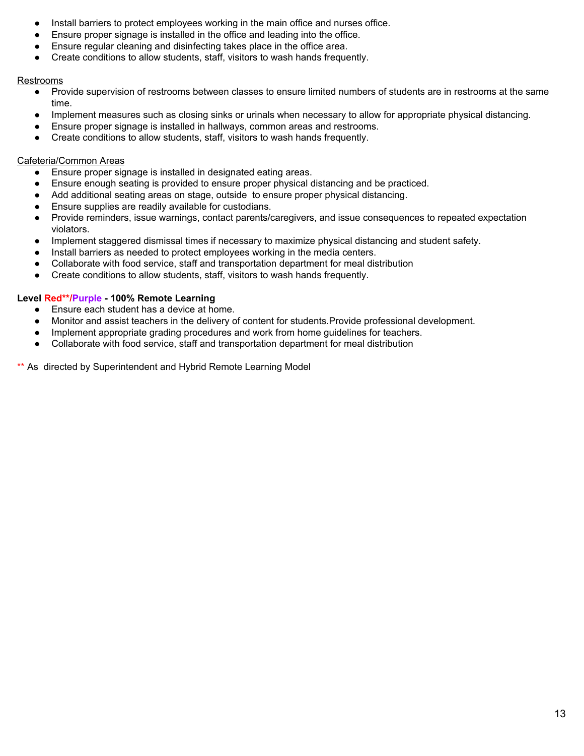- Install barriers to protect employees working in the main office and nurses office.
- Ensure proper signage is installed in the office and leading into the office.
- Ensure regular cleaning and disinfecting takes place in the office area.
- Create conditions to allow students, staff, visitors to wash hands frequently.

Restrooms

- Provide supervision of restrooms between classes to ensure limited numbers of students are in restrooms at the same time.
- Implement measures such as closing sinks or urinals when necessary to allow for appropriate physical distancing.
- Ensure proper signage is installed in hallways, common areas and restrooms.
- Create conditions to allow students, staff, visitors to wash hands frequently.

Cafeteria/Common Areas

- Ensure proper signage is installed in designated eating areas.
- Ensure enough seating is provided to ensure proper physical distancing and be practiced.
- Add additional seating areas on stage, outside to ensure proper physical distancing.
- Ensure supplies are readily available for custodians.
- Provide reminders, issue warnings, contact parents/caregivers, and issue consequences to repeated expectation violators.
- Implement staggered dismissal times if necessary to maximize physical distancing and student safety.
- Install barriers as needed to protect employees working in the media centers.
- Collaborate with food service, staff and transportation department for meal distribution
- Create conditions to allow students, staff, visitors to wash hands frequently.

**Level Red\*\*/Purple - 100% Remote Learning**

- Ensure each student has a device at home.
- Monitor and assist teachers in the delivery of content for students.Provide professional development.
- Implement appropriate grading procedures and work from home guidelines for teachers.
- Collaborate with food service, staff and transportation department for meal distribution

** As directed by Superintendent and Hybrid Remote Learning Model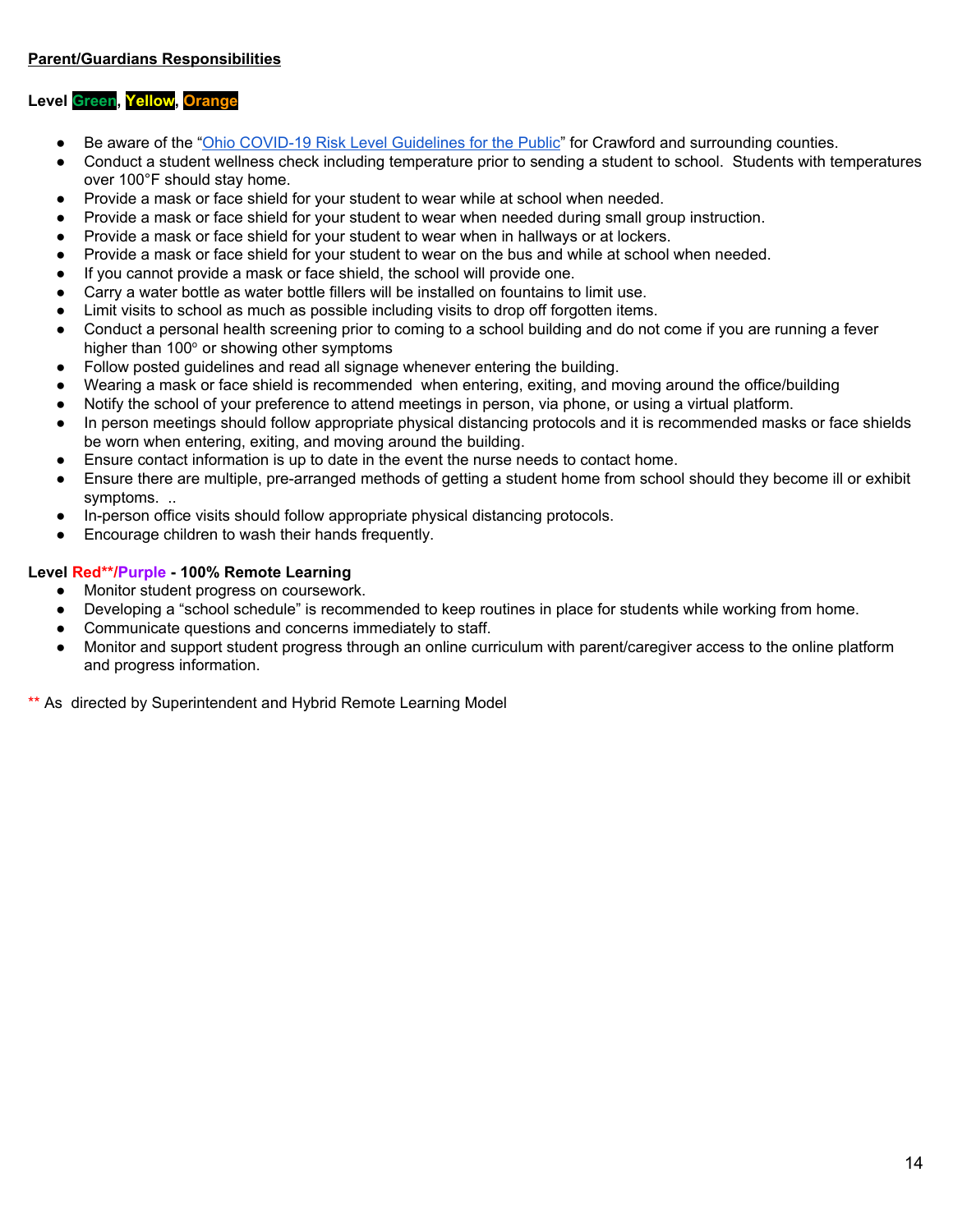**Parent/Guardians Responsibilities**

**Level Green, Yellow, Orange**

- Be aware of the "[Ohio COVID-19 Risk Level Guidelines for the Public]" for Crawford and surrounding counties.
- Conduct a student wellness check including temperature prior to sending a student to school. Students with temperatures over 100°F should stay home.
- Provide a mask or face shield for your student to wear while at school when needed.
- Provide a mask or face shield for your student to wear when needed during small group instruction.
- Provide a mask or face shield for your student to wear when in hallways or at lockers.
- Provide a mask or face shield for your student to wear on the bus and while at school when needed.
- If you cannot provide a mask or face shield, the school will provide one.
- Carry a water bottle as water bottle fillers will be installed on fountains to limit use.
- Limit visits to school as much as possible including visits to drop off forgotten items.
- Conduct a personal health screening prior to coming to a school building and do not come if you are running a fever higher than 100° or showing other symptoms
- Follow posted guidelines and read all signage whenever entering the building.
- Wearing a mask or face shield is recommended when entering, exiting, and moving around the office/building
- Notify the school of your preference to attend meetings in person, via phone, or using a virtual platform.
- In person meetings should follow appropriate physical distancing protocols and it is recommended masks or face shields be worn when entering, exiting, and moving around the building.
- Ensure contact information is up to date in the event the nurse needs to contact home.
- Ensure there are multiple, pre-arranged methods of getting a student home from school should they become ill or exhibit symptoms. ..
- In-person office visits should follow appropriate physical distancing protocols.
- Encourage children to wash their hands frequently.

**Level Red**/Purple - 100% Remote Learning**

- Monitor student progress on coursework.
- Developing a "school schedule" is recommended to keep routines in place for students while working from home.
- Communicate questions and concerns immediately to staff.
- Monitor and support student progress through an online curriculum with parent/caregiver access to the online platform and progress information.

** As directed by Superintendent and Hybrid Remote Learning Model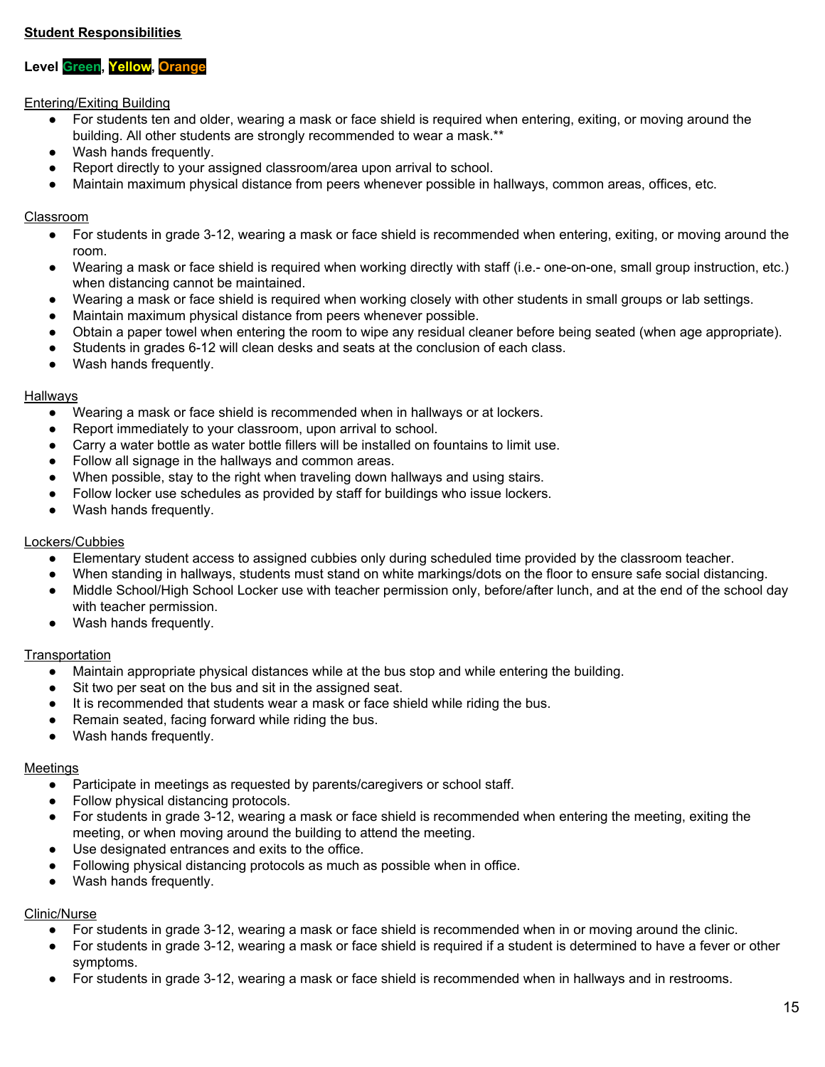**Student Responsibilities**

**Level Green, Yellow, Orange**

Entering/Exiting Building

- For students ten and older, wearing a mask or face shield is required when entering, exiting, or moving around the building. All other students are strongly recommended to wear a mask.**
- Wash hands frequently.
- Report directly to your assigned classroom/area upon arrival to school.
- Maintain maximum physical distance from peers whenever possible in hallways, common areas, offices, etc.

Classroom

- For students in grade 3-12, wearing a mask or face shield is recommended when entering, exiting, or moving around the room.
- Wearing a mask or face shield is required when working directly with staff (i.e.- one-on-one, small group instruction, etc.) when distancing cannot be maintained.
- Wearing a mask or face shield is required when working closely with other students in small groups or lab settings.
- Maintain maximum physical distance from peers whenever possible.
- Obtain a paper towel when entering the room to wipe any residual cleaner before being seated (when age appropriate).
- Students in grades 6-12 will clean desks and seats at the conclusion of each class.
- Wash hands frequently.

Hallways

- Wearing a mask or face shield is recommended when in hallways or at lockers.
- Report immediately to your classroom, upon arrival to school.
- Carry a water bottle as water bottle fillers will be installed on fountains to limit use.
- Follow all signage in the hallways and common areas.
- When possible, stay to the right when traveling down hallways and using stairs.
- Follow locker use schedules as provided by staff for buildings who issue lockers.
- Wash hands frequently.

Lockers/Cubbies

- Elementary student access to assigned cubbies only during scheduled time provided by the classroom teacher.
- When standing in hallways, students must stand on white markings/dots on the floor to ensure safe social distancing.
- Middle School/High School Locker use with teacher permission only, before/after lunch, and at the end of the school day with teacher permission.
- Wash hands frequently.

Transportation

- Maintain appropriate physical distances while at the bus stop and while entering the building.
- Sit two per seat on the bus and sit in the assigned seat.
- It is recommended that students wear a mask or face shield while riding the bus.
- Remain seated, facing forward while riding the bus.
- Wash hands frequently.

Meetings

- Participate in meetings as requested by parents/caregivers or school staff.
- Follow physical distancing protocols.
- For students in grade 3-12, wearing a mask or face shield is recommended when entering the meeting, exiting the meeting, or when moving around the building to attend the meeting.
- Use designated entrances and exits to the office.
- Following physical distancing protocols as much as possible when in office.
- Wash hands frequently.

Clinic/Nurse

- For students in grade 3-12, wearing a mask or face shield is recommended when in or moving around the clinic.
- For students in grade 3-12, wearing a mask or face shield is required if a student is determined to have a fever or other symptoms.
- For students in grade 3-12, wearing a mask or face shield is recommended when in hallways and in restrooms.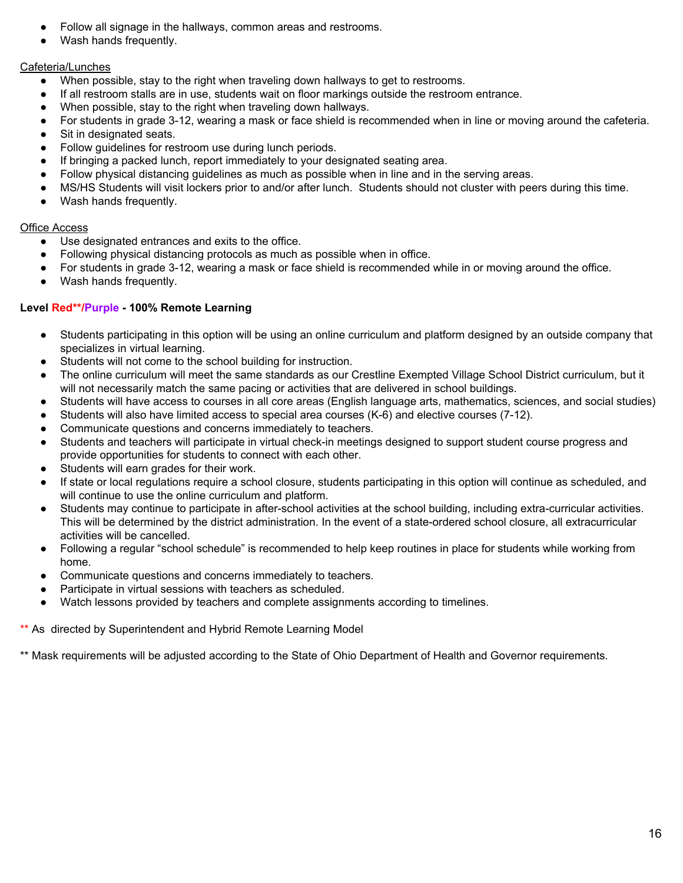- Follow all signage in the hallways, common areas and restrooms.
- Wash hands frequently.

Cafeteria/Lunches

- When possible, stay to the right when traveling down hallways to get to restrooms.
- If all restroom stalls are in use, students wait on floor markings outside the restroom entrance.
- When possible, stay to the right when traveling down hallways.
- For students in grade 3-12, wearing a mask or face shield is recommended when in line or moving around the cafeteria.
- Sit in designated seats.
- Follow guidelines for restroom use during lunch periods.
- If bringing a packed lunch, report immediately to your designated seating area.
- Follow physical distancing guidelines as much as possible when in line and in the serving areas.
- MS/HS Students will visit lockers prior to and/or after lunch. Students should not cluster with peers during this time.
- Wash hands frequently.

Office Access

- Use designated entrances and exits to the office.
- Following physical distancing protocols as much as possible when in office.
- For students in grade 3-12, wearing a mask or face shield is recommended while in or moving around the office.
- Wash hands frequently.

**Level Red**/Purple - 100% Remote Learning**

- Students participating in this option will be using an online curriculum and platform designed by an outside company that specializes in virtual learning.
- Students will not come to the school building for instruction.
- The online curriculum will meet the same standards as our Crestline Exempted Village School District curriculum, but it will not necessarily match the same pacing or activities that are delivered in school buildings.
- Students will have access to courses in all core areas (English language arts, mathematics, sciences, and social studies)
- Students will also have limited access to special area courses (K-6) and elective courses (7-12).
- Communicate questions and concerns immediately to teachers.
- Students and teachers will participate in virtual check-in meetings designed to support student course progress and provide opportunities for students to connect with each other.
- Students will earn grades for their work.
- If state or local regulations require a school closure, students participating in this option will continue as scheduled, and will continue to use the online curriculum and platform.
- Students may continue to participate in after-school activities at the school building, including extra-curricular activities. This will be determined by the district administration. In the event of a state-ordered school closure, all extracurricular activities will be cancelled.
- Following a regular "school schedule" is recommended to help keep routines in place for students while working from home.
- Communicate questions and concerns immediately to teachers.
- Participate in virtual sessions with teachers as scheduled.
- Watch lessons provided by teachers and complete assignments according to timelines.

** As directed by Superintendent and Hybrid Remote Learning Model

** Mask requirements will be adjusted according to the State of Ohio Department of Health and Governor requirements.